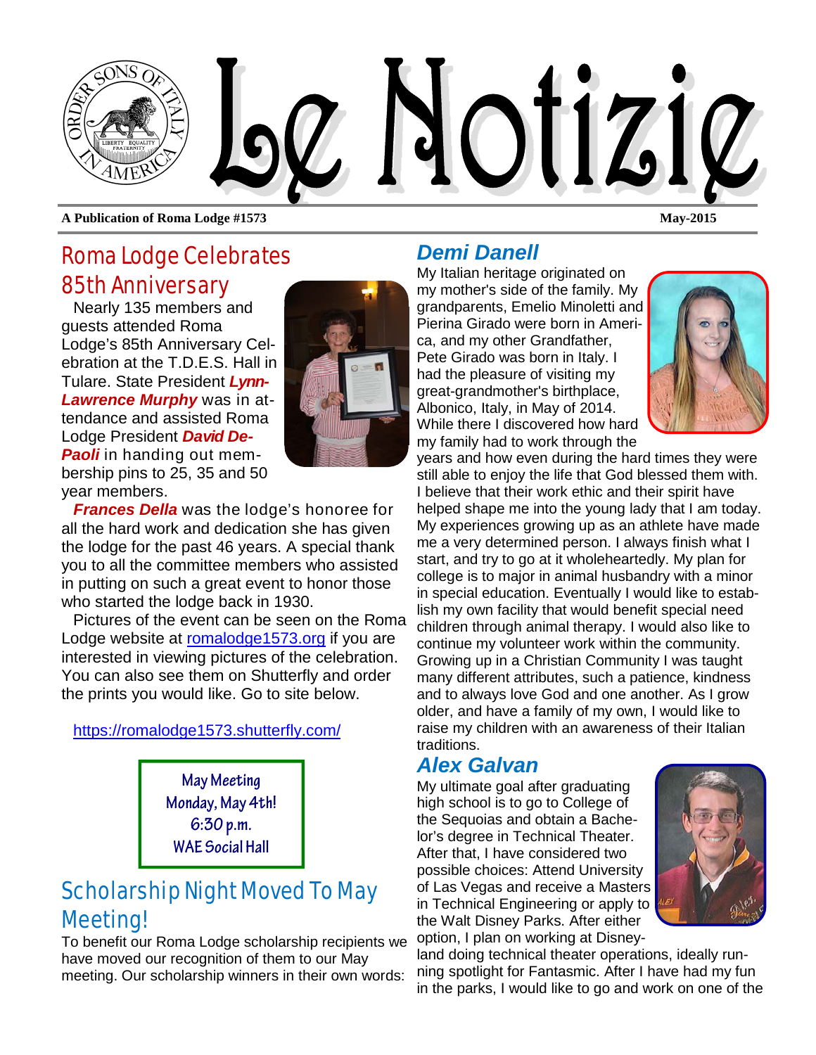# Le Notizie

**A Publication of Roma Lodge #1573** **May-2015**

## Roma Lodge Celebrates 85th Anniversary

Nearly 135 members and guests attended Roma Lodge's 85th Anniversary Celebration at the T.D.E.S. Hall in Tulare. State President ***Lynn-Lawrence Murphy*** was in attendance and assisted Roma Lodge President ***David DePaoli*** in handing out membership pins to 25, 35 and 50 year members.

***Frances Della*** was the lodge's honoree for all the hard work and dedication she has given the lodge for the past 46 years. A special thank you to all the committee members who assisted in putting on such a great event to honor those who started the lodge back in 1930.

Pictures of the event can be seen on the Roma Lodge website at romalodge1573.org if you are interested in viewing pictures of the celebration. You can also see them on Shutterfly and order the prints you would like. Go to site below.

https://romalodge1573.shutterfly.com/

May Meeting
Monday, May 4th!
6:30 p.m.
WAE Social Hall

## Scholarship Night Moved To May Meeting!

To benefit our Roma Lodge scholarship recipients we have moved our recognition of them to our May meeting. Our scholarship winners in their own words:

### *Demi Danell*

My Italian heritage originated on my mother's side of the family. My grandparents, Emelio Minoletti and Pierina Girado were born in America, and my other Grandfather, Pete Girado was born in Italy. I had the pleasure of visiting my great-grandmother's birthplace, Albonico, Italy, in May of 2014. While there I discovered how hard my family had to work through the years and how even during the hard times they were still able to enjoy the life that God blessed them with. I believe that their work ethic and their spirit have helped shape me into the young lady that I am today. My experiences growing up as an athlete have made me a very determined person. I always finish what I start, and try to go at it wholeheartedly. My plan for college is to major in animal husbandry with a minor in special education. Eventually I would like to establish my own facility that would benefit special need children through animal therapy. I would also like to continue my volunteer work within the community. Growing up in a Christian Community I was taught many different attributes, such a patience, kindness and to always love God and one another. As I grow older, and have a family of my own, I would like to raise my children with an awareness of their Italian traditions.

### *Alex Galvan*

My ultimate goal after graduating high school is to go to College of the Sequoias and obtain a Bachelor's degree in Technical Theater. After that, I have considered two possible choices: Attend University of Las Vegas and receive a Masters in Technical Engineering or apply to the Walt Disney Parks. After either option, I plan on working at Disneyland doing technical theater operations, ideally running spotlight for Fantasmic. After I have had my fun in the parks, I would like to go and work on one of the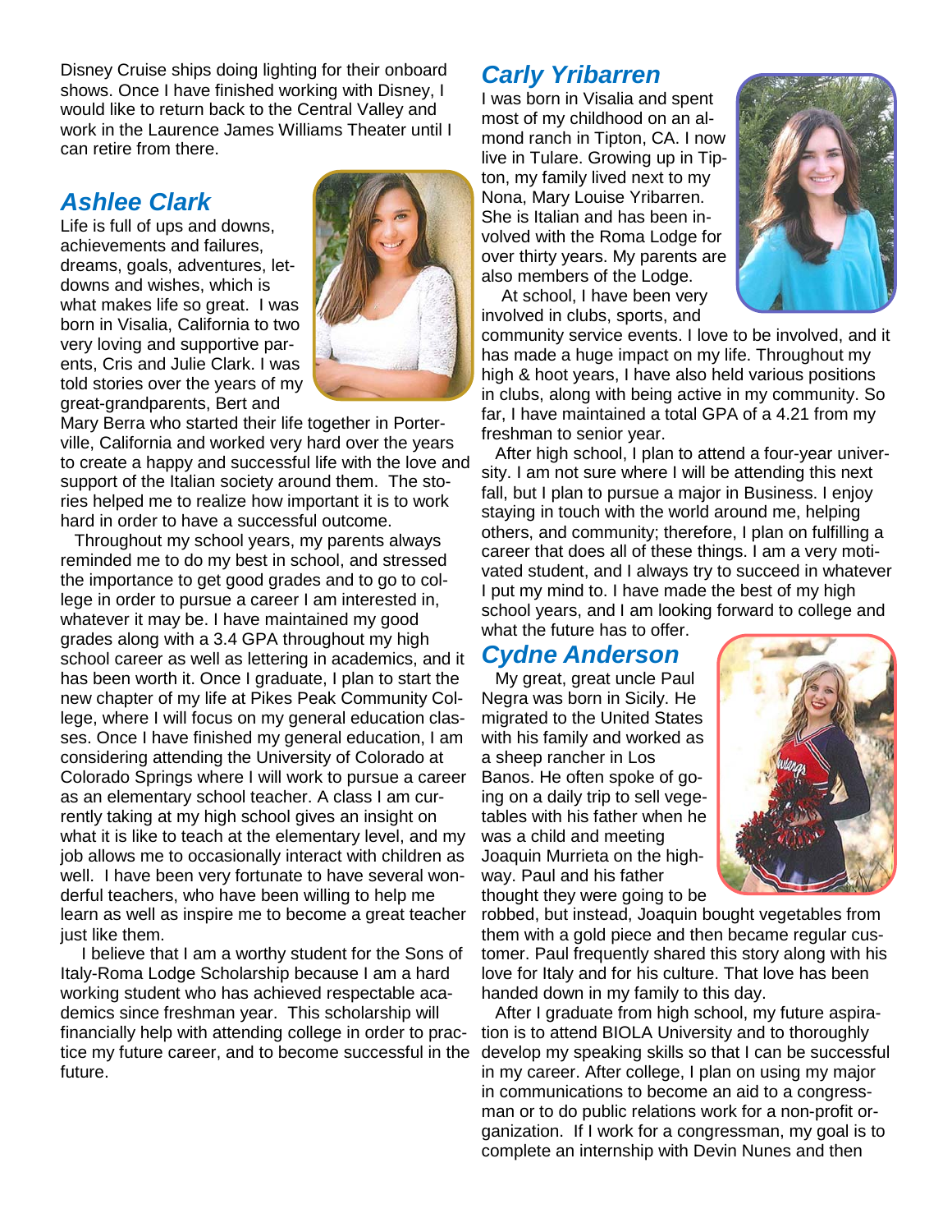Disney Cruise ships doing lighting for their onboard shows. Once I have finished working with Disney, I would like to return back to the Central Valley and work in the Laurence James Williams Theater until I can retire from there.

## *Ashlee Clark*

Life is full of ups and downs, achievements and failures, dreams, goals, adventures, letdowns and wishes, which is what makes life so great. I was born in Visalia, California to two very loving and supportive parents, Cris and Julie Clark. I was told stories over the years of my great-grandparents, Bert and Mary Berra who started their life together in Porterville, California and worked very hard over the years to create a happy and successful life with the love and support of the Italian society around them. The stories helped me to realize how important it is to work hard in order to have a successful outcome.

Throughout my school years, my parents always reminded me to do my best in school, and stressed the importance to get good grades and to go to college in order to pursue a career I am interested in, whatever it may be. I have maintained my good grades along with a 3.4 GPA throughout my high school career as well as lettering in academics, and it has been worth it. Once I graduate, I plan to start the new chapter of my life at Pikes Peak Community College, where I will focus on my general education classes. Once I have finished my general education, I am considering attending the University of Colorado at Colorado Springs where I will work to pursue a career as an elementary school teacher. A class I am currently taking at my high school gives an insight on what it is like to teach at the elementary level, and my job allows me to occasionally interact with children as well. I have been very fortunate to have several wonderful teachers, who have been willing to help me learn as well as inspire me to become a great teacher just like them.

I believe that I am a worthy student for the Sons of Italy-Roma Lodge Scholarship because I am a hard working student who has achieved respectable academics since freshman year. This scholarship will financially help with attending college in order to practice my future career, and to become successful in the future.

## *Carly Yribarren*

I was born in Visalia and spent most of my childhood on an almond ranch in Tipton, CA. I now live in Tulare. Growing up in Tipton, my family lived next to my Nona, Mary Louise Yribarren. She is Italian and has been involved with the Roma Lodge for over thirty years. My parents are also members of the Lodge.

At school, I have been very involved in clubs, sports, and community service events. I love to be involved, and it has made a huge impact on my life. Throughout my high & hoot years, I have also held various positions in clubs, along with being active in my community. So far, I have maintained a total GPA of a 4.21 from my freshman to senior year.

After high school, I plan to attend a four-year university. I am not sure where I will be attending this next fall, but I plan to pursue a major in Business. I enjoy staying in touch with the world around me, helping others, and community; therefore, I plan on fulfilling a career that does all of these things. I am a very motivated student, and I always try to succeed in whatever I put my mind to. I have made the best of my high school years, and I am looking forward to college and what the future has to offer.

## *Cydne Anderson*

My great, great uncle Paul Negra was born in Sicily. He migrated to the United States with his family and worked as a sheep rancher in Los Banos. He often spoke of going on a daily trip to sell vegetables with his father when he was a child and meeting Joaquin Murrieta on the highway. Paul and his father thought they were going to be robbed, but instead, Joaquin bought vegetables from them with a gold piece and then became regular customer. Paul frequently shared this story along with his love for Italy and for his culture. That love has been handed down in my family to this day.

After I graduate from high school, my future aspiration is to attend BIOLA University and to thoroughly develop my speaking skills so that I can be successful in my career. After college, I plan on using my major in communications to become an aid to a congressman or to do public relations work for a non-profit organization. If I work for a congressman, my goal is to complete an internship with Devin Nunes and then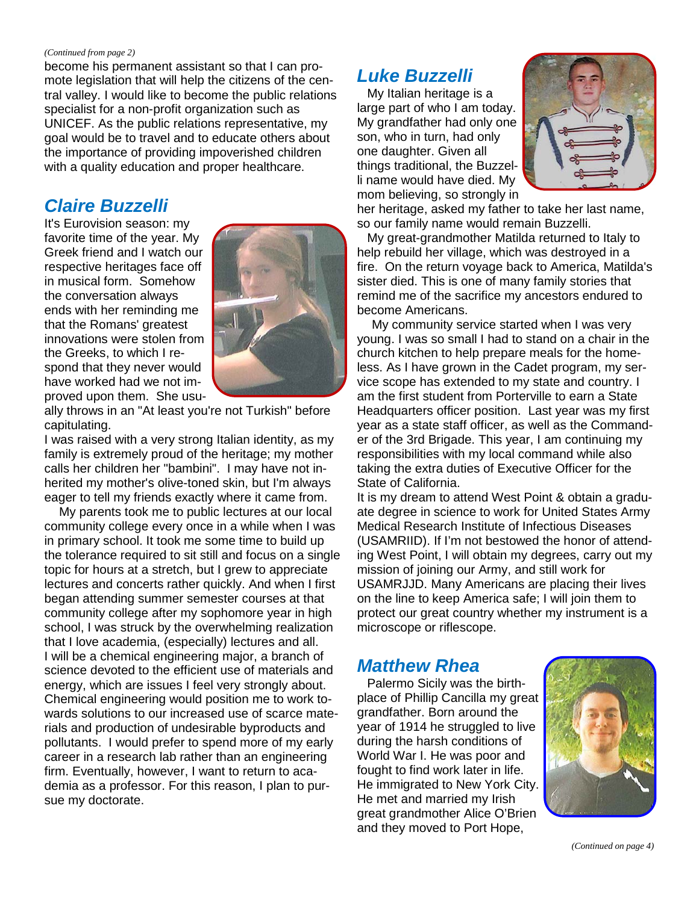*(Continued from page 2)*

become his permanent assistant so that I can promote legislation that will help the citizens of the central valley. I would like to become the public relations specialist for a non-profit organization such as UNICEF. As the public relations representative, my goal would be to travel and to educate others about the importance of providing impoverished children with a quality education and proper healthcare.

## Claire Buzzelli

It's Eurovision season: my favorite time of the year. My Greek friend and I watch our respective heritages face off in musical form. Somehow the conversation always ends with her reminding me that the Romans' greatest innovations were stolen from the Greeks, to which I respond that they never would have worked had we not improved upon them. She usually throws in an "At least you're not Turkish" before capitulating.

I was raised with a very strong Italian identity, as my family is extremely proud of the heritage; my mother calls her children her "bambini". I may have not inherited my mother's olive-toned skin, but I'm always eager to tell my friends exactly where it came from.

My parents took me to public lectures at our local community college every once in a while when I was in primary school. It took me some time to build up the tolerance required to sit still and focus on a single topic for hours at a stretch, but I grew to appreciate lectures and concerts rather quickly. And when I first began attending summer semester courses at that community college after my sophomore year in high school, I was struck by the overwhelming realization that I love academia, (especially) lectures and all.

I will be a chemical engineering major, a branch of science devoted to the efficient use of materials and energy, which are issues I feel very strongly about. Chemical engineering would position me to work towards solutions to our increased use of scarce materials and production of undesirable byproducts and pollutants. I would prefer to spend more of my early career in a research lab rather than an engineering firm. Eventually, however, I want to return to academia as a professor. For this reason, I plan to pursue my doctorate.

## Luke Buzzelli

My Italian heritage is a large part of who I am today. My grandfather had only one son, who in turn, had only one daughter. Given all things traditional, the Buzzelli name would have died. My mom believing, so strongly in her heritage, asked my father to take her last name, so our family name would remain Buzzelli.

My great-grandmother Matilda returned to Italy to help rebuild her village, which was destroyed in a fire. On the return voyage back to America, Matilda's sister died. This is one of many family stories that remind me of the sacrifice my ancestors endured to become Americans.

My community service started when I was very young. I was so small I had to stand on a chair in the church kitchen to help prepare meals for the homeless. As I have grown in the Cadet program, my service scope has extended to my state and country. I am the first student from Porterville to earn a State Headquarters officer position. Last year was my first year as a state staff officer, as well as the Commander of the 3rd Brigade. This year, I am continuing my responsibilities with my local command while also taking the extra duties of Executive Officer for the State of California.

It is my dream to attend West Point & obtain a graduate degree in science to work for United States Army Medical Research Institute of Infectious Diseases (USAMRIID). If I'm not bestowed the honor of attending West Point, I will obtain my degrees, carry out my mission of joining our Army, and still work for USAMRJJD. Many Americans are placing their lives on the line to keep America safe; I will join them to protect our great country whether my instrument is a microscope or riflescope.

## Matthew Rhea

Palermo Sicily was the birthplace of Phillip Cancilla my great grandfather. Born around the year of 1914 he struggled to live during the harsh conditions of World War I. He was poor and fought to find work later in life. He immigrated to New York City. He met and married my Irish great grandmother Alice O'Brien and they moved to Port Hope,

*(Continued on page 4)*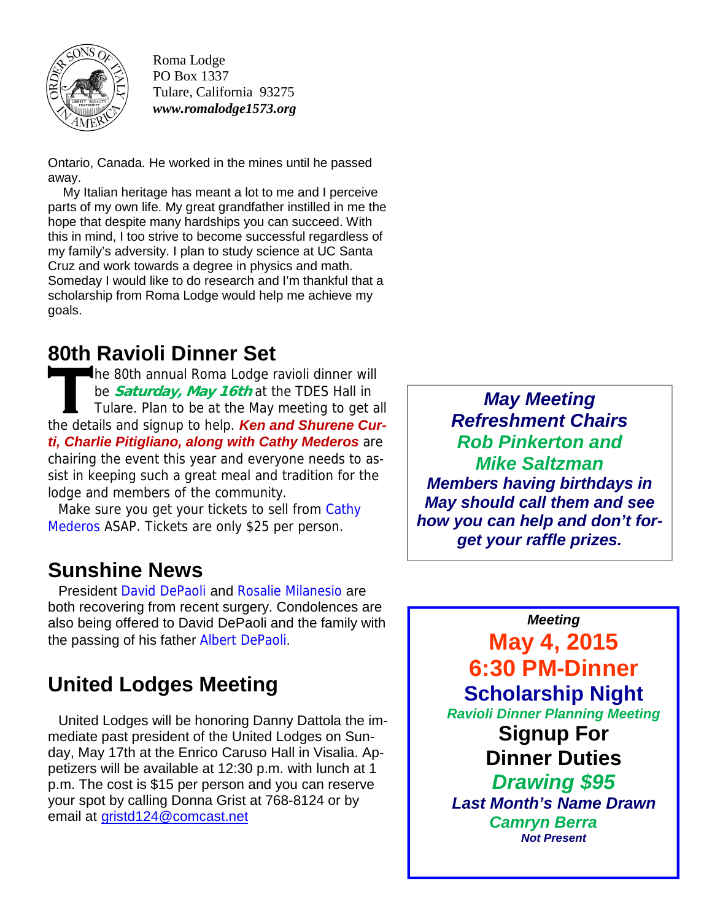Roma Lodge
PO Box 1337
Tulare, California 93275
***www.romalodge1573.org***

Ontario, Canada. He worked in the mines until he passed away.

My Italian heritage has meant a lot to me and I perceive parts of my own life. My great grandfather instilled in me the hope that despite many hardships you can succeed. With this in mind, I too strive to become successful regardless of my family's adversity. I plan to study science at UC Santa Cruz and work towards a degree in physics and math. Someday I would like to do research and I'm thankful that a scholarship from Roma Lodge would help me achieve my goals.

## 80th Ravioli Dinner Set

The 80th annual Roma Lodge ravioli dinner will be ***Saturday, May 16th*** at the TDES Hall in Tulare. Plan to be at the May meeting to get all the details and signup to help. ***Ken and Shurene Curti, Charlie Pitigliano, along with Cathy Mederos*** are chairing the event this year and everyone needs to assist in keeping such a great meal and tradition for the lodge and members of the community.

Make sure you get your tickets to sell from Cathy Mederos ASAP. Tickets are only $25 per person.

## Sunshine News

President David DePaoli and Rosalie Milanesio are both recovering from recent surgery. Condolences are also being offered to David DePaoli and the family with the passing of his father Albert DePaoli.

## United Lodges Meeting

United Lodges will be honoring Danny Dattola the immediate past president of the United Lodges on Sunday, May 17th at the Enrico Caruso Hall in Visalia. Appetizers will be available at 12:30 p.m. with lunch at 1 p.m. The cost is $15 per person and you can reserve your spot by calling Donna Grist at 768-8124 or by email at gristd124@comcast.net

***May Meeting Refreshment Chairs***
***Rob Pinkerton and Mike Saltzman***
***Members having birthdays in May should call them and see how you can help and don't forget your raffle prizes.***

***Meeting***
**May 4, 2015**
**6:30 PM-Dinner**
**Scholarship Night**
***Ravioli Dinner Planning Meeting***
**Signup For Dinner Duties**
***Drawing $95***
***Last Month's Name Drawn***
***Camryn Berra***
***Not Present***